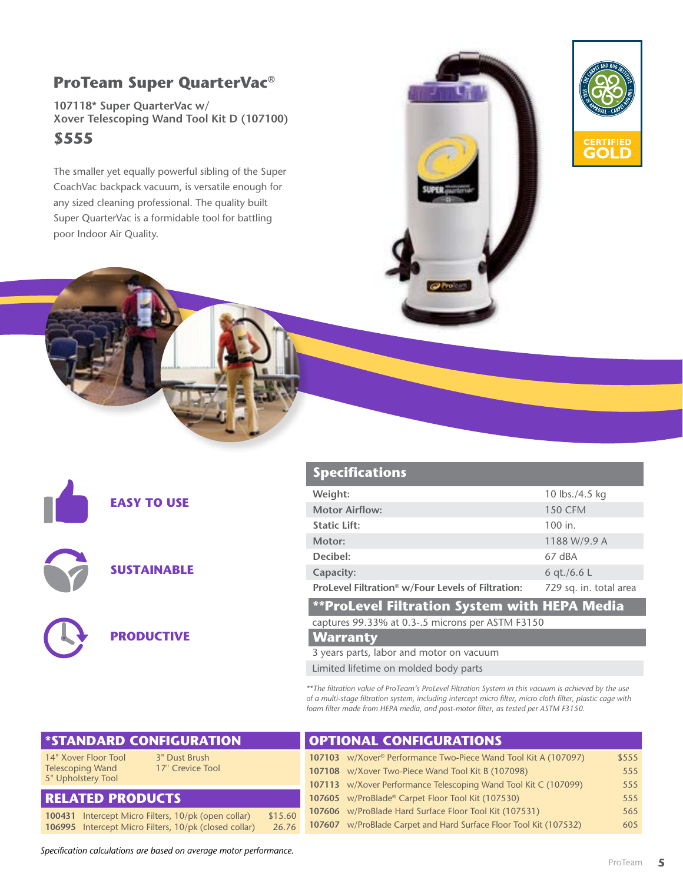## ProTeam Super QuarterVac®

**107118* Super QuarterVac w/ Xover Telescoping Wand Tool Kit D (107100)**

## $555

The smaller yet equally powerful sibling of the Super CoachVac backpack vacuum, is versatile enough for any sized cleaning professional. The quality built Super QuarterVac is a formidable tool for battling poor Indoor Air Quality.

CERTIFIED GOLD

**EASY TO USE**

**SUSTAINABLE**

**PRODUCTIVE**

### Specifications

| | |
|---|---|
| **Weight:** | 10 lbs./4.5 kg |
| **Motor Airflow:** | 150 CFM |
| **Static Lift:** | 100 in. |
| **Motor:** | 1188 W/9.9 A |
| **Decibel:** | 67 dBA |
| **Capacity:** | 6 qt./6.6 L |
| **ProLevel Filtration® w/Four Levels of Filtration:** | 729 sq. in. total area |

### **ProLevel Filtration System with HEPA Media

captures 99.33% at 0.3-.5 microns per ASTM F3150

### Warranty

3 years parts, labor and motor on vacuum

Limited lifetime on molded body parts

*\*\*The filtration value of ProTeam's ProLevel Filtration System in this vacuum is achieved by the use of a multi-stage filtration system, including intercept micro filter, micro cloth filter, plastic cage with foam filter made from HEPA media, and post-motor filter, as tested per ASTM F3150.*

### *STANDARD CONFIGURATION

- 14" Xover Floor Tool
- Telescoping Wand
- 5" Upholstery Tool
- 3" Dust Brush
- 17" Crevice Tool

### RELATED PRODUCTS

| | | |
|---|---|---|
| **100431** | Intercept Micro Filters, 10/pk (open collar) | $15.60 |
| **106995** | Intercept Micro Filters, 10/pk (closed collar) | 26.76 |

### OPTIONAL CONFIGURATIONS

| | | |
|---|---|---|
| **107103** | w/Xover® Performance Two-Piece Wand Tool Kit A (107097) | $555 |
| **107108** | w/Xover Two-Piece Wand Tool Kit B (107098) | 555 |
| **107113** | w/Xover Performance Telescoping Wand Tool Kit C (107099) | 555 |
| **107605** | w/ProBlade® Carpet Floor Tool Kit (107530) | 555 |
| **107606** | w/ProBlade Hard Surface Floor Tool Kit (107531) | 565 |
| **107607** | w/ProBlade Carpet and Hard Surface Floor Tool Kit (107532) | 605 |

*Specification calculations are based on average motor performance.*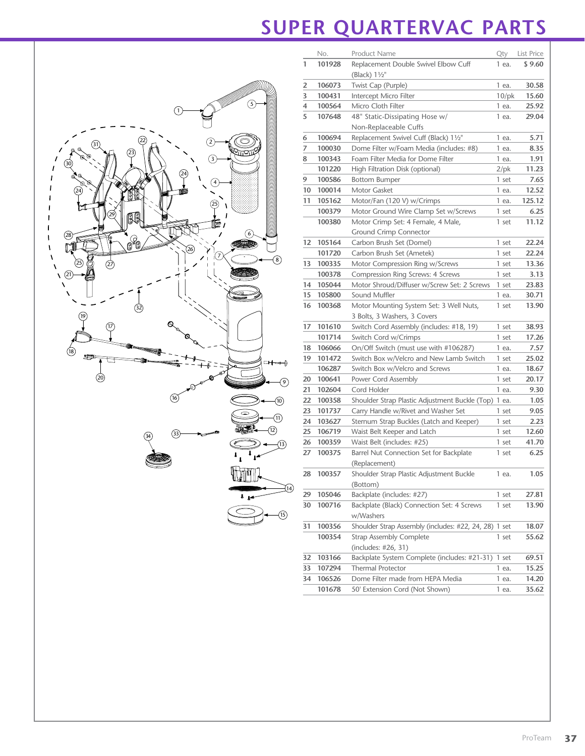# SUPER QUARTERVAC PARTS

| | No. | Product Name | Qty | List Price |
|---|---|---|---|---|
| 1 | 101928 | Replacement Double Swivel Elbow Cuff (Black) 1½" | 1 ea. | $ 9.60 |
| 2 | 106073 | Twist Cap (Purple) | 1 ea. | 30.58 |
| 3 | 100431 | Intercept Micro Filter | 10/pk | 15.60 |
| 4 | 100564 | Micro Cloth Filter | 1 ea. | 25.92 |
| 5 | 107648 | 48" Static-Dissipating Hose w/ Non-Replaceable Cuffs | 1 ea. | 29.04 |
| 6 | 100694 | Replacement Swivel Cuff (Black) 1½" | 1 ea. | 5.71 |
| 7 | 100030 | Dome Filter w/Foam Media (includes: #8) | 1 ea. | 8.35 |
| 8 | 100343 | Foam Filter Media for Dome Filter | 1 ea. | 1.91 |
| | 101220 | High Filtration Disk (optional) | 2/pk | 11.23 |
| 9 | 100586 | Bottom Bumper | 1 set | 7.65 |
| 10 | 100014 | Motor Gasket | 1 ea. | 12.52 |
| 11 | 105162 | Motor/Fan (120 V) w/Crimps | 1 ea. | 125.12 |
| | 100379 | Motor Ground Wire Clamp Set w/Screws | 1 set | 6.25 |
| | 100380 | Motor Crimp Set: 4 Female, 4 Male, Ground Crimp Connector | 1 set | 11.12 |
| 12 | 105164 | Carbon Brush Set (Domel) | 1 set | 22.24 |
| | 101720 | Carbon Brush Set (Ametek) | 1 set | 22.24 |
| 13 | 100335 | Motor Compression Ring w/Screws | 1 set | 13.36 |
| | 100378 | Compression Ring Screws: 4 Screws | 1 set | 3.13 |
| 14 | 105044 | Motor Shroud/Diffuser w/Screw Set: 2 Screws | 1 set | 23.83 |
| 15 | 105800 | Sound Muffler | 1 ea. | 30.71 |
| 16 | 100368 | Motor Mounting System Set: 3 Well Nuts, 3 Bolts, 3 Washers, 3 Covers | 1 set | 13.90 |
| 17 | 101610 | Switch Cord Assembly (includes: #18, 19) | 1 set | 38.93 |
| | 101714 | Switch Cord w/Crimps | 1 set | 17.26 |
| 18 | 106066 | On/Off Switch (must use with #106287) | 1 ea. | 7.57 |
| 19 | 101472 | Switch Box w/Velcro and New Lamb Switch | 1 set | 25.02 |
| | 106287 | Switch Box w/Velcro and Screws | 1 set | 18.67 |
| 20 | 100641 | Power Cord Assembly | 1 set | 20.17 |
| 21 | 102604 | Cord Holder | 1 ea. | 9.30 |
| 22 | 100358 | Shoulder Strap Plastic Adjustment Buckle (Top) | 1 ea. | 1.05 |
| 23 | 101737 | Carry Handle w/Rivet and Washer Set | 1 set | 9.05 |
| 24 | 103627 | Sternum Strap Buckles (Latch and Keeper) | 1 set | 2.23 |
| 25 | 106719 | Waist Belt Keeper and Latch | 1 set | 12.60 |
| 26 | 100359 | Waist Belt (includes: #25) | 1 set | 41.70 |
| 27 | 100375 | Barrel Nut Connection Set for Backplate (Replacement) | 1 set | 6.25 |
| 28 | 100357 | Shoulder Strap Plastic Adjustment Buckle (Bottom) | 1 ea. | 1.05 |
| 29 | 105046 | Backplate (includes: #27) | 1 set | 27.81 |
| 30 | 100716 | Backplate (Black) Connection Set: 4 Screws w/Washers | 1 set | 13.90 |
| 31 | 100356 | Shoulder Strap Assembly (includes: #22, 24, 28) | 1 set | 18.07 |
| | 100354 | Strap Assembly Complete (includes: #26, 31) | 1 set | 55.62 |
| 32 | 103166 | Backplate System Complete (includes: #21-31) | 1 set | 69.51 |
| 33 | 107294 | Thermal Protector | 1 ea. | 15.25 |
| 34 | 106526 | Dome Filter made from HEPA Media | 1 ea. | 14.20 |
| | 101678 | 50' Extension Cord (Not Shown) | 1 ea. | 35.62 |